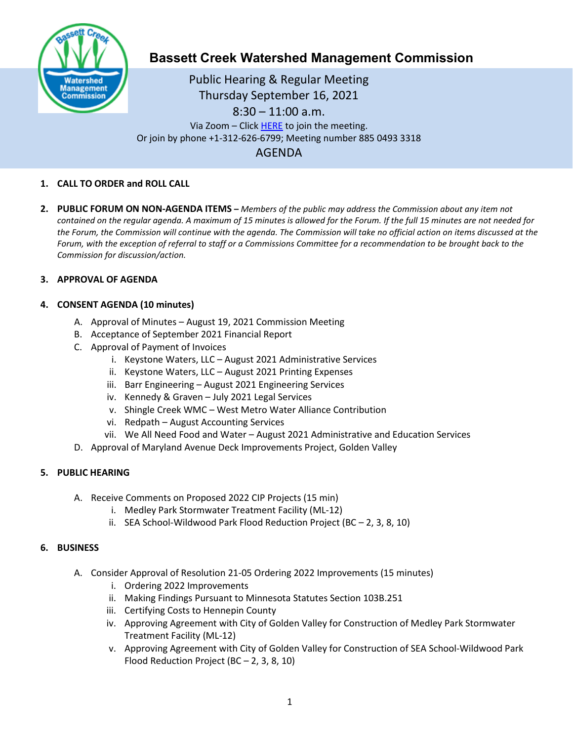# Bassett Creek Watershed Management Commission

Public Hearing & Regular Meeting
Thursday September 16, 2021
8:30 – 11:00 a.m.
Via Zoom – Click HERE to join the meeting.
Or join by phone +1-312-626-6799; Meeting number 885 0493 3318

## AGENDA

1. **CALL TO ORDER and ROLL CALL**

2. **PUBLIC FORUM ON NON-AGENDA ITEMS –** *Members of the public may address the Commission about any item not contained on the regular agenda. A maximum of 15 minutes is allowed for the Forum. If the full 15 minutes are not needed for the Forum, the Commission will continue with the agenda. The Commission will take no official action on items discussed at the Forum, with the exception of referral to staff or a Commissions Committee for a recommendation to be brought back to the Commission for discussion/action.*

3. **APPROVAL OF AGENDA**

4. **CONSENT AGENDA (10 minutes)**
   - A. Approval of Minutes – August 19, 2021 Commission Meeting
   - B. Acceptance of September 2021 Financial Report
   - C. Approval of Payment of Invoices
     - i. Keystone Waters, LLC – August 2021 Administrative Services
     - ii. Keystone Waters, LLC – August 2021 Printing Expenses
     - iii. Barr Engineering – August 2021 Engineering Services
     - iv. Kennedy & Graven – July 2021 Legal Services
     - v. Shingle Creek WMC – West Metro Water Alliance Contribution
     - vi. Redpath – August Accounting Services
     - vii. We All Need Food and Water – August 2021 Administrative and Education Services
   - D. Approval of Maryland Avenue Deck Improvements Project, Golden Valley

5. **PUBLIC HEARING**
   - A. Receive Comments on Proposed 2022 CIP Projects (15 min)
     - i. Medley Park Stormwater Treatment Facility (ML-12)
     - ii. SEA School-Wildwood Park Flood Reduction Project (BC – 2, 3, 8, 10)

6. **BUSINESS**
   - A. Consider Approval of Resolution 21-05 Ordering 2022 Improvements (15 minutes)
     - i. Ordering 2022 Improvements
     - ii. Making Findings Pursuant to Minnesota Statutes Section 103B.251
     - iii. Certifying Costs to Hennepin County
     - iv. Approving Agreement with City of Golden Valley for Construction of Medley Park Stormwater Treatment Facility (ML-12)
     - v. Approving Agreement with City of Golden Valley for Construction of SEA School-Wildwood Park Flood Reduction Project (BC – 2, 3, 8, 10)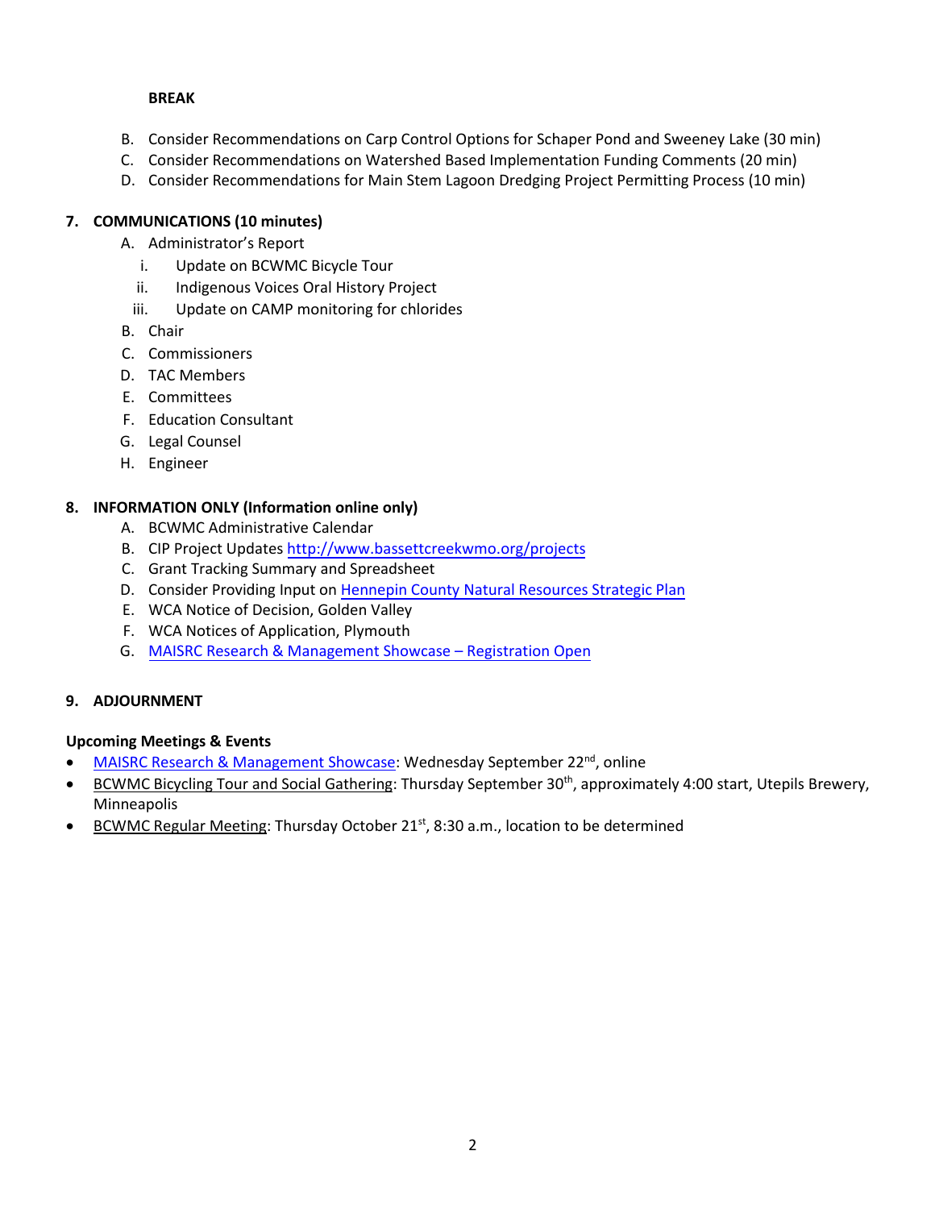**BREAK**

B. Consider Recommendations on Carp Control Options for Schaper Pond and Sweeney Lake (30 min)
C. Consider Recommendations on Watershed Based Implementation Funding Comments (20 min)
D. Consider Recommendations for Main Stem Lagoon Dredging Project Permitting Process (10 min)

**7. COMMUNICATIONS (10 minutes)**

A. Administrator's Report
   i. Update on BCWMC Bicycle Tour
   ii. Indigenous Voices Oral History Project
   iii. Update on CAMP monitoring for chlorides
B. Chair
C. Commissioners
D. TAC Members
E. Committees
F. Education Consultant
G. Legal Counsel
H. Engineer

**8. INFORMATION ONLY (Information online only)**

A. BCWMC Administrative Calendar
B. CIP Project Updates http://www.bassettcreekwmo.org/projects
C. Grant Tracking Summary and Spreadsheet
D. Consider Providing Input on Hennepin County Natural Resources Strategic Plan
E. WCA Notice of Decision, Golden Valley
F. WCA Notices of Application, Plymouth
G. MAISRC Research & Management Showcase – Registration Open

**9. ADJOURNMENT**

**Upcoming Meetings & Events**

- MAISRC Research & Management Showcase: Wednesday September 22nd, online
- BCWMC Bicycling Tour and Social Gathering: Thursday September 30th, approximately 4:00 start, Utepils Brewery, Minneapolis
- BCWMC Regular Meeting: Thursday October 21st, 8:30 a.m., location to be determined